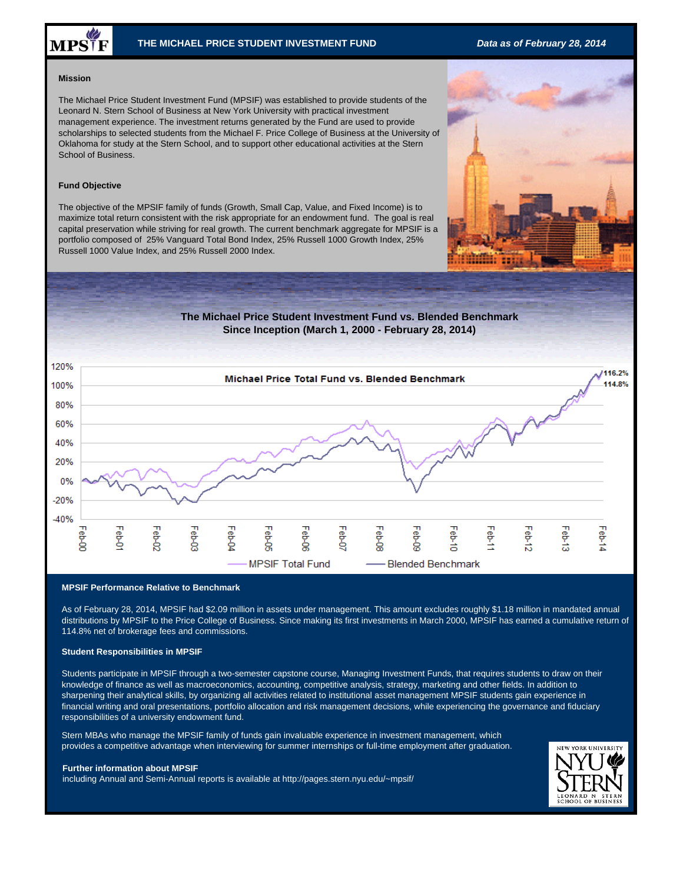# THE MICHAEL PRICE STUDENT INVESTMENT FUND

*Data as of February 28, 2014*

### Mission

The Michael Price Student Investment Fund (MPSIF) was established to provide students of the Leonard N. Stern School of Business at New York University with practical investment management experience. The investment returns generated by the Fund are used to provide scholarships to selected students from the Michael F. Price College of Business at the University of Oklahoma for study at the Stern School, and to support other educational activities at the Stern School of Business.

### Fund Objective

The objective of the MPSIF family of funds (Growth, Small Cap, Value, and Fixed Income) is to maximize total return consistent with the risk appropriate for an endowment fund. The goal is real capital preservation while striving for real growth. The current benchmark aggregate for MPSIF is a portfolio composed of 25% Vanguard Total Bond Index, 25% Russell 1000 Growth Index, 25% Russell 1000 Value Index, and 25% Russell 2000 Index.

**The Michael Price Student Investment Fund vs. Blended Benchmark**
**Since Inception (March 1, 2000 - February 28, 2014)**

Michael Price Total Fund vs. Blended Benchmark

MPSIF Total Fund: 116.2% — Blended Benchmark: 114.8%

### MPSIF Performance Relative to Benchmark

As of February 28, 2014, MPSIF had $2.09 million in assets under management. This amount excludes roughly $1.18 million in mandated annual distributions by MPSIF to the Price College of Business. Since making its first investments in March 2000, MPSIF has earned a cumulative return of 114.8% net of brokerage fees and commissions.

### Student Responsibilities in MPSIF

Students participate in MPSIF through a two-semester capstone course, Managing Investment Funds, that requires students to draw on their knowledge of finance as well as macroeconomics, accounting, competitive analysis, strategy, marketing and other fields. In addition to sharpening their analytical skills, by organizing all activities related to institutional asset management MPSIF students gain experience in financial writing and oral presentations, portfolio allocation and risk management decisions, while experiencing the governance and fiduciary responsibilities of a university endowment fund.

Stern MBAs who manage the MPSIF family of funds gain invaluable experience in investment management, which provides a competitive advantage when interviewing for summer internships or full-time employment after graduation.

### Further information about MPSIF

including Annual and Semi-Annual reports is available at http://pages.stern.nyu.edu/~mpsif/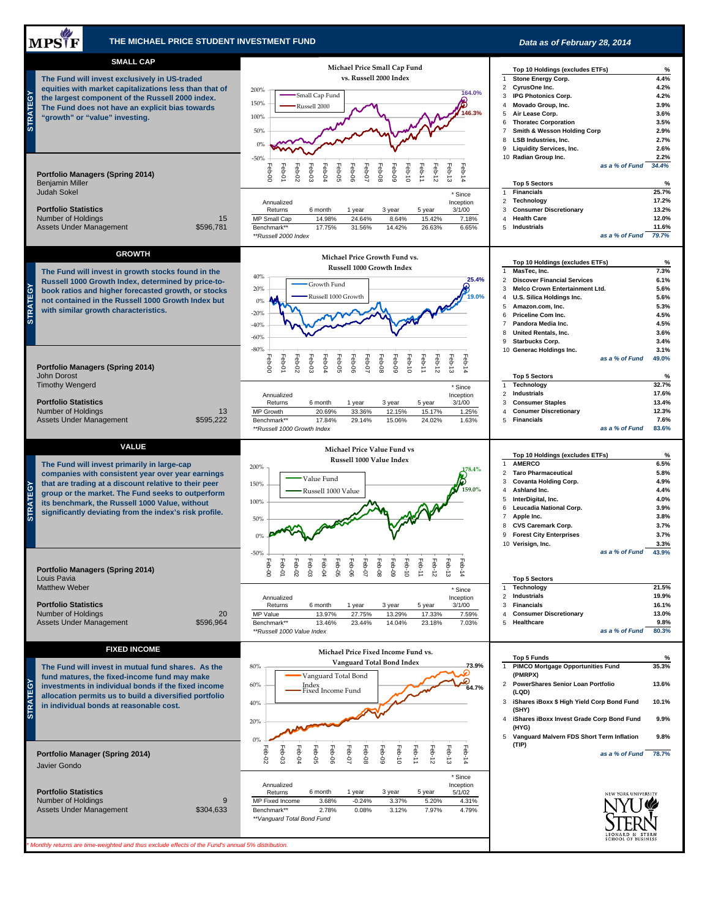# THE MICHAEL PRICE STUDENT INVESTMENT FUND

*Data as of February 28, 2014*

## SMALL CAP

**STRATEGY**

**The Fund will invest exclusively in US-traded equities with market capitalizations less than that of the largest component of the Russell 2000 index. The Fund does not have an explicit bias towards "growth" or "value" investing.**

**Portfolio Managers (Spring 2014)**
Benjamin Miller
Judah Sokel

**Portfolio Statistics**

| | |
|---|---|
| Number of Holdings | 15 |
| Assets Under Management | $596,781 |

Michael Price Small Cap Fund vs. Russell 2000 Index

Small Cap Fund
Russell 2000
164.0%
146.3%
200%
150%
100%
50%
0%
-50%
Feb-00 Feb-01 Feb-02 Feb-03 Feb-04 Feb-05 Feb-06 Feb-07 Feb-08 Feb-09 Feb-10 Feb-11 Feb-12 Feb-13 Feb-14

| Annualized Returns | 6 month | 1 year | 3 year | 5 year | * Since Inception 3/1/00 |
|---|---|---|---|---|---|
| MP Small Cap | 14.98% | 24.64% | 8.64% | 15.42% | 7.18% |
| Benchmark** | 17.75% | 31.56% | 14.42% | 26.63% | 6.65% |

*\*\*Russell 2000 Index*

| | Top 10 Holdings (excludes ETFs) | % |
|---|---|---|
| 1 | Stone Energy Corp. | 4.4% |
| 2 | CyrusOne Inc. | 4.2% |
| 3 | IPG Photonics Corp. | 4.2% |
| 4 | Movado Group, Inc. | 3.9% |
| 5 | Air Lease Corp. | 3.6% |
| 6 | Thoratec Corporation | 3.5% |
| 7 | Smith & Wesson Holding Corp | 2.9% |
| 8 | LSB Industries, Inc. | 2.7% |
| 9 | Liquidity Services, Inc. | 2.6% |
| 10 | Radian Group Inc. | 2.2% |
| | *as a % of Fund* | *34.4%* |

| | Top 5 Sectors | % |
|---|---|---|
| 1 | Financials | 25.7% |
| 2 | Technology | 17.2% |
| 3 | Consumer Discretionary | 13.2% |
| 4 | Health Care | 12.0% |
| 5 | Industrials | 11.6% |
| | *as a % of Fund* | *79.7%* |

## GROWTH

**STRATEGY**

**The Fund will invest in growth stocks found in the Russell 1000 Growth Index, determined by price-to-book ratios and higher forecasted growth, or stocks not contained in the Russell 1000 Growth Index but with similar growth characteristics.**

**Portfolio Managers (Spring 2014)**
John Dorost
Timothy Wengerd

**Portfolio Statistics**

| | |
|---|---|
| Number of Holdings | 13 |
| Assets Under Management | $595,222 |

Michael Price Growth Fund vs. Russell 1000 Growth Index

Growth Fund
Russell 1000 Growth
25.4%
19.0%
40%
20%
0%
-20%
-40%
-60%
-80%
Feb-00 Feb-01 Feb-02 Feb-03 Feb-04 Feb-05 Feb-06 Feb-07 Feb-08 Feb-09 Feb-10 Feb-11 Feb-12 Feb-13 Feb-14

| Annualized Returns | 6 month | 1 year | 3 year | 5 year | * Since Inception 3/1/00 |
|---|---|---|---|---|---|
| MP Growth | 20.69% | 33.36% | 12.15% | 15.17% | 1.25% |
| Benchmark** | 17.84% | 29.14% | 15.06% | 24.02% | 1.63% |

*\*\*Russell 1000 Growth Index*

| | Top 10 Holdings (excludes ETFs) | % |
|---|---|---|
| 1 | MasTec, Inc. | 7.3% |
| 2 | Discover Financial Services | 6.1% |
| 3 | Melco Crown Entertainment Ltd. | 5.6% |
| 4 | U.S. Silica Holdings Inc. | 5.6% |
| 5 | Amazon.com, Inc. | 5.3% |
| 6 | Priceline Com Inc. | 4.5% |
| 7 | Pandora Media Inc. | 4.5% |
| 8 | United Rentals, Inc. | 3.6% |
| 9 | Starbucks Corp. | 3.4% |
| 10 | Generac Holdings Inc. | 3.1% |
| | *as a % of Fund* | *49.0%* |

| | Top 5 Sectors | % |
|---|---|---|
| 1 | Technology | 32.7% |
| 2 | Industrials | 17.6% |
| 3 | Consumer Staples | 13.4% |
| 4 | Conumer Discretionary | 12.3% |
| 5 | Financials | 7.6% |
| | *as a % of Fund* | *83.6%* |

## VALUE

**STRATEGY**

**The Fund will invest primarily in large-cap companies with consistent year over year earnings that are trading at a discount relative to their peer group or the market. The Fund seeks to outperform its benchmark, the Russell 1000 Value, without significantly deviating from the index's risk profile.**

**Portfolio Managers (Spring 2014)**
Louis Pavia
Matthew Weber

**Portfolio Statistics**

| | |
|---|---|
| Number of Holdings | 20 |
| Assets Under Management | $596,964 |

Michael Price Value Fund vs Russell 1000 Value Index

Value Fund
Russell 1000 Value
178.4%
159.0%
200%
150%
100%
50%
0%
-50%
Feb-00 Feb-01 Feb-02 Feb-03 Feb-04 Feb-05 Feb-06 Feb-07 Feb-08 Feb-09 Feb-10 Feb-11 Feb-12 Feb-13 Feb-14

| Annualized Returns | 6 month | 1 year | 3 year | 5 year | * Since Inception 3/1/00 |
|---|---|---|---|---|---|
| MP Value | 13.97% | 27.75% | 13.29% | 17.33% | 7.59% |
| Benchmark** | 13.46% | 23.44% | 14.04% | 23.18% | 7.03% |

*\*\*Russell 1000 Value Index*

| | Top 10 Holdings (excludes ETFs) | % |
|---|---|---|
| 1 | AMERCO | 6.5% |
| 2 | Taro Pharmaceutical | 5.8% |
| 3 | Covanta Holding Corp. | 4.9% |
| 4 | Ashland Inc. | 4.4% |
| 5 | InterDigital, Inc. | 4.0% |
| 6 | Leucadia National Corp. | 3.9% |
| 7 | Apple Inc. | 3.8% |
| 8 | CVS Caremark Corp. | 3.7% |
| 9 | Forest City Enterprises | 3.7% |
| 10 | Verisign, Inc. | 3.3% |
| | *as a % of Fund* | *43.9%* |

| | Top 5 Sectors | |
|---|---|---|
| 1 | Technology | 21.5% |
| 2 | Industrials | 19.9% |
| 3 | Financials | 16.1% |
| 4 | Consumer Discretionary | 13.0% |
| 5 | Healthcare | 9.8% |
| | *as a % of Fund* | *80.3%* |

## FIXED INCOME

**STRATEGY**

**The Fund will invest in mutual fund shares. As the fund matures, the fixed-income fund may make investments in individual bonds if the fixed income allocation permits us to build a diversified portfolio in individual bonds at reasonable cost.**

**Portfolio Manager (Spring 2014)**
Javier Gondo

**Portfolio Statistics**

| | |
|---|---|
| Number of Holdings | 9 |
| Assets Under Management | $304,633 |

Michael Price Fixed Income Fund vs. Vanguard Total Bond Index

Vanguard Total Bond Index
Fixed Income Fund
73.9%
64.7%
80%
60%
40%
20%
0%
Feb-02 Feb-03 Feb-04 Feb-05 Feb-06 Feb-07 Feb-08 Feb-09 Feb-10 Feb-11 Feb-12 Feb-13 Feb-14

| Annualized Returns | 6 month | 1 year | 3 year | 5 year | * Since Inception 5/1/02 |
|---|---|---|---|---|---|
| MP Fixed Income | 3.68% | -0.24% | 3.37% | 5.20% | 4.31% |
| Benchmark** | 2.78% | 0.08% | 3.12% | 7.97% | 4.79% |

*\*\*Vanguard Total Bond Fund*

| | Top 5 Funds | % |
|---|---|---|
| 1 | PIMCO Mortgage Opportunities Fund (PMRPX) | 35.3% |
| 2 | PowerShares Senior Loan Portfolio (LQD) | 13.6% |
| 3 | iShares iBoxx $ High Yield Corp Bond Fund (SHY) | 10.1% |
| 4 | iShares iBoxx Invest Grade Corp Bond Fund (HYG) | 9.9% |
| 5 | Vanguard Malvern FDS Short Term Inflation (TIP) | 9.8% |
| | *as a % of Fund* | *78.7%* |

*\* Monthly returns are time-weighted and thus exclude effects of the Fund's annual 5% distribution.*